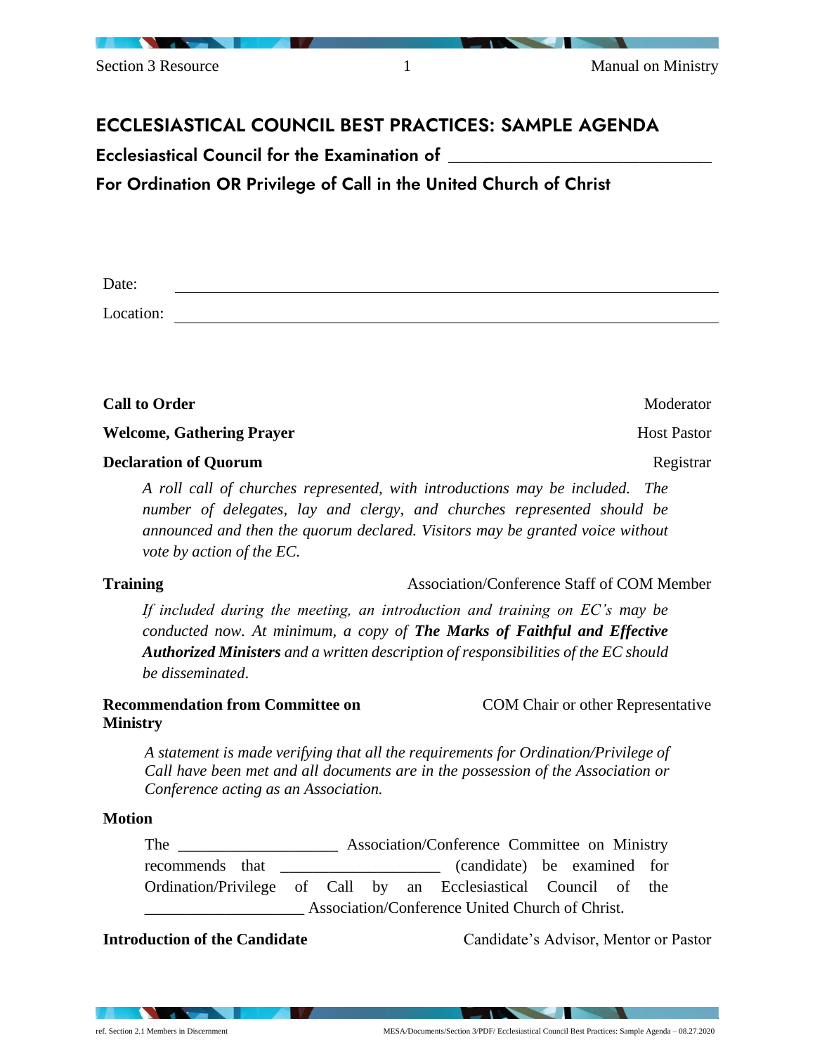# ECCLESIASTICAL COUNCIL BEST PRACTICES: SAMPLE AGENDA

## Ecclesiastical Council for the Examination of ______________________________

## For Ordination OR Privilege of Call in the United Church of Christ

Date: ____________________________________________

Location: ____________________________________________

**Call to Order** — Moderator

**Welcome, Gathering Prayer** — Host Pastor

**Declaration of Quorum** — Registrar

*A roll call of churches represented, with introductions may be included. The number of delegates, lay and clergy, and churches represented should be announced and then the quorum declared. Visitors may be granted voice without vote by action of the EC.*

**Training** — Association/Conference Staff of COM Member

*If included during the meeting, an introduction and training on EC's may be conducted now. At minimum, a copy of **The Marks of Faithful and Effective Authorized Ministers** and a written description of responsibilities of the EC should be disseminated.*

**Recommendation from Committee on Ministry** — COM Chair or other Representative

*A statement is made verifying that all the requirements for Ordination/Privilege of Call have been met and all documents are in the possession of the Association or Conference acting as an Association.*

**Motion**

The ___________________ Association/Conference Committee on Ministry recommends that ___________________ (candidate) be examined for Ordination/Privilege of Call by an Ecclesiastical Council of the ___________________ Association/Conference United Church of Christ.

**Introduction of the Candidate** — Candidate's Advisor, Mentor or Pastor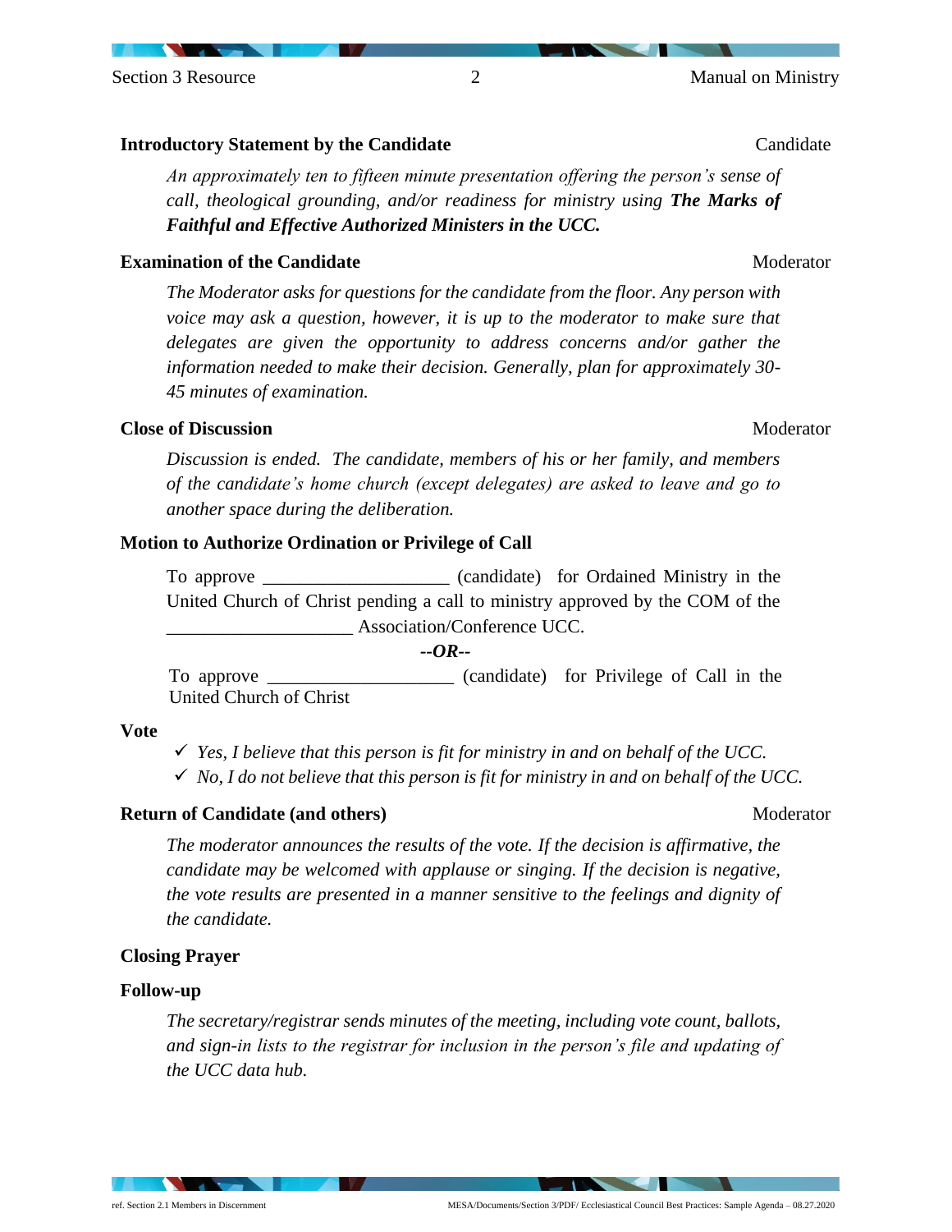**Introductory Statement by the Candidate** Candidate

*An approximately ten to fifteen minute presentation offering the person's sense of call, theological grounding, and/or readiness for ministry using* ***The Marks of Faithful and Effective Authorized Ministers in the UCC.***

**Examination of the Candidate** Moderator

*The Moderator asks for questions for the candidate from the floor. Any person with voice may ask a question, however, it is up to the moderator to make sure that delegates are given the opportunity to address concerns and/or gather the information needed to make their decision. Generally, plan for approximately 30-45 minutes of examination.*

**Close of Discussion** Moderator

*Discussion is ended. The candidate, members of his or her family, and members of the candidate's home church (except delegates) are asked to leave and go to another space during the deliberation.*

**Motion to Authorize Ordination or Privilege of Call**

To approve ___________________ (candidate) for Ordained Ministry in the United Church of Christ pending a call to ministry approved by the COM of the ___________________ Association/Conference UCC.

***--OR--***

To approve ___________________ (candidate) for Privilege of Call in the United Church of Christ

**Vote**

- ✓ *Yes, I believe that this person is fit for ministry in and on behalf of the UCC.*
- ✓ *No, I do not believe that this person is fit for ministry in and on behalf of the UCC.*

**Return of Candidate (and others)** Moderator

*The moderator announces the results of the vote. If the decision is affirmative, the candidate may be welcomed with applause or singing. If the decision is negative, the vote results are presented in a manner sensitive to the feelings and dignity of the candidate.*

**Closing Prayer**

**Follow-up**

*The secretary/registrar sends minutes of the meeting, including vote count, ballots, and sign-in lists to the registrar for inclusion in the person's file and updating of the UCC data hub.*

ref. Section 2.1 Members in Discernment

MESA/Documents/Section 3/PDF/ Ecclesiastical Council Best Practices: Sample Agenda – 08.27.2020